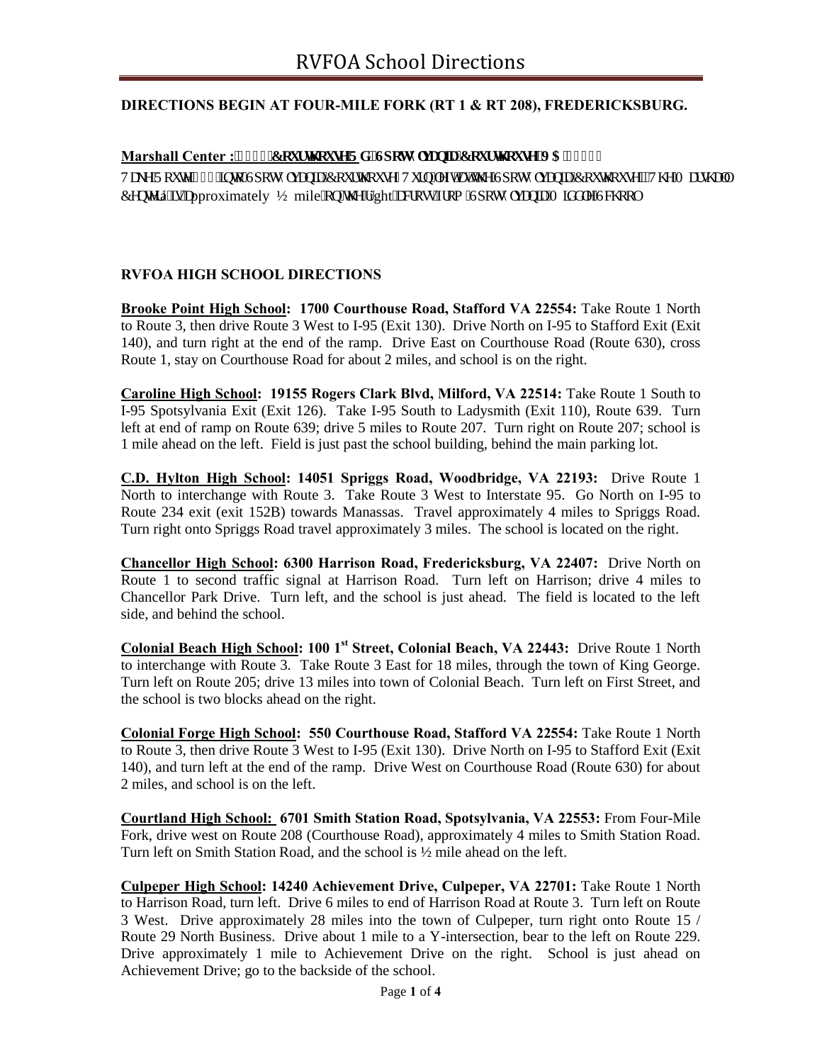# RVFOA School Directions

**DIRECTIONS BEGIN AT FOUR-MILE FORK (RT 1 & RT 208), FREDERICKSBURG.**

**Marshall Center : ::::: Courthouse Rd, Spotsylvania Courthouse VA :::::**

Take Route ::: into Spotsylvania Courthouse. Turn left at the Spotsylvania Courthouse. The Marshall Center is approximately ½ mile on the right across from Spotsylvania Middle School.

**RVFOA HIGH SCHOOL DIRECTIONS**

**Brooke Point High School: 1700 Courthouse Road, Stafford VA 22554:** Take Route 1 North to Route 3, then drive Route 3 West to I-95 (Exit 130). Drive North on I-95 to Stafford Exit (Exit 140), and turn right at the end of the ramp. Drive East on Courthouse Road (Route 630), cross Route 1, stay on Courthouse Road for about 2 miles, and school is on the right.

**Caroline High School: 19155 Rogers Clark Blvd, Milford, VA 22514:** Take Route 1 South to I-95 Spotsylvania Exit (Exit 126). Take I-95 South to Ladysmith (Exit 110), Route 639. Turn left at end of ramp on Route 639; drive 5 miles to Route 207. Turn right on Route 207; school is 1 mile ahead on the left. Field is just past the school building, behind the main parking lot.

**C.D. Hylton High School: 14051 Spriggs Road, Woodbridge, VA 22193:** Drive Route 1 North to interchange with Route 3. Take Route 3 West to Interstate 95. Go North on I-95 to Route 234 exit (exit 152B) towards Manassas. Travel approximately 4 miles to Spriggs Road. Turn right onto Spriggs Road travel approximately 3 miles. The school is located on the right.

**Chancellor High School: 6300 Harrison Road, Fredericksburg, VA 22407:** Drive North on Route 1 to second traffic signal at Harrison Road. Turn left on Harrison; drive 4 miles to Chancellor Park Drive. Turn left, and the school is just ahead. The field is located to the left side, and behind the school.

**Colonial Beach High School: 100 1st Street, Colonial Beach, VA 22443:** Drive Route 1 North to interchange with Route 3. Take Route 3 East for 18 miles, through the town of King George. Turn left on Route 205; drive 13 miles into town of Colonial Beach. Turn left on First Street, and the school is two blocks ahead on the right.

**Colonial Forge High School: 550 Courthouse Road, Stafford VA 22554:** Take Route 1 North to Route 3, then drive Route 3 West to I-95 (Exit 130). Drive North on I-95 to Stafford Exit (Exit 140), and turn left at the end of the ramp. Drive West on Courthouse Road (Route 630) for about 2 miles, and school is on the left.

**Courtland High School: 6701 Smith Station Road, Spotsylvania, VA 22553:** From Four-Mile Fork, drive west on Route 208 (Courthouse Road), approximately 4 miles to Smith Station Road. Turn left on Smith Station Road, and the school is ½ mile ahead on the left.

**Culpeper High School: 14240 Achievement Drive, Culpeper, VA 22701:** Take Route 1 North to Harrison Road, turn left. Drive 6 miles to end of Harrison Road at Route 3. Turn left on Route 3 West. Drive approximately 28 miles into the town of Culpeper, turn right onto Route 15 / Route 29 North Business. Drive about 1 mile to a Y-intersection, bear to the left on Route 229. Drive approximately 1 mile to Achievement Drive on the right. School is just ahead on Achievement Drive; go to the backside of the school.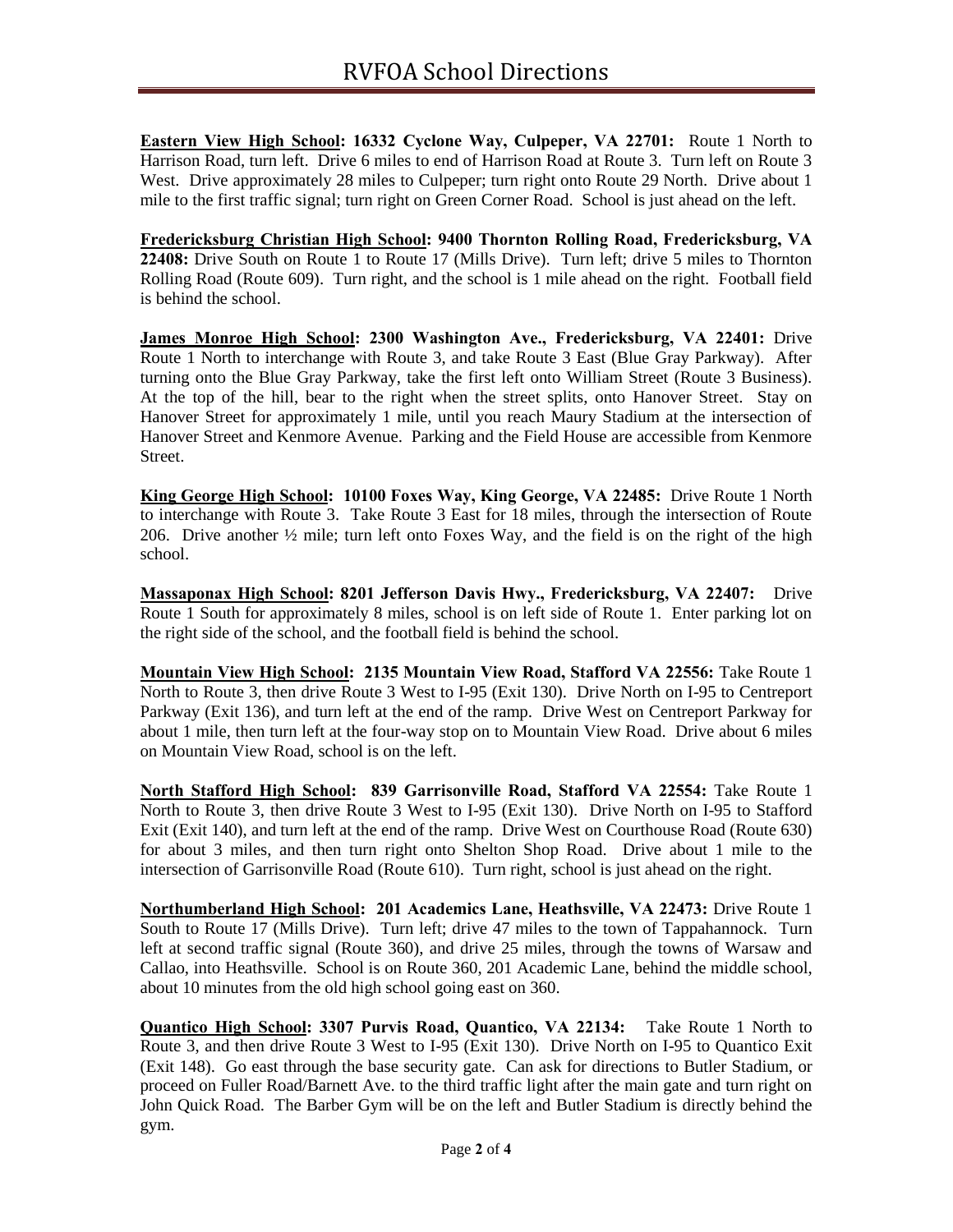# RVFOA School Directions

**Eastern View High School: 16332 Cyclone Way, Culpeper, VA 22701:** Route 1 North to Harrison Road, turn left. Drive 6 miles to end of Harrison Road at Route 3. Turn left on Route 3 West. Drive approximately 28 miles to Culpeper; turn right onto Route 29 North. Drive about 1 mile to the first traffic signal; turn right on Green Corner Road. School is just ahead on the left.

**Fredericksburg Christian High School: 9400 Thornton Rolling Road, Fredericksburg, VA 22408:** Drive South on Route 1 to Route 17 (Mills Drive). Turn left; drive 5 miles to Thornton Rolling Road (Route 609). Turn right, and the school is 1 mile ahead on the right. Football field is behind the school.

**James Monroe High School: 2300 Washington Ave., Fredericksburg, VA 22401:** Drive Route 1 North to interchange with Route 3, and take Route 3 East (Blue Gray Parkway). After turning onto the Blue Gray Parkway, take the first left onto William Street (Route 3 Business). At the top of the hill, bear to the right when the street splits, onto Hanover Street. Stay on Hanover Street for approximately 1 mile, until you reach Maury Stadium at the intersection of Hanover Street and Kenmore Avenue. Parking and the Field House are accessible from Kenmore Street.

**King George High School: 10100 Foxes Way, King George, VA 22485:** Drive Route 1 North to interchange with Route 3. Take Route 3 East for 18 miles, through the intersection of Route 206. Drive another ½ mile; turn left onto Foxes Way, and the field is on the right of the high school.

**Massaponax High School: 8201 Jefferson Davis Hwy., Fredericksburg, VA 22407:** Drive Route 1 South for approximately 8 miles, school is on left side of Route 1. Enter parking lot on the right side of the school, and the football field is behind the school.

**Mountain View High School: 2135 Mountain View Road, Stafford VA 22556:** Take Route 1 North to Route 3, then drive Route 3 West to I-95 (Exit 130). Drive North on I-95 to Centreport Parkway (Exit 136), and turn left at the end of the ramp. Drive West on Centreport Parkway for about 1 mile, then turn left at the four-way stop on to Mountain View Road. Drive about 6 miles on Mountain View Road, school is on the left.

**North Stafford High School: 839 Garrisonville Road, Stafford VA 22554:** Take Route 1 North to Route 3, then drive Route 3 West to I-95 (Exit 130). Drive North on I-95 to Stafford Exit (Exit 140), and turn left at the end of the ramp. Drive West on Courthouse Road (Route 630) for about 3 miles, and then turn right onto Shelton Shop Road. Drive about 1 mile to the intersection of Garrisonville Road (Route 610). Turn right, school is just ahead on the right.

**Northumberland High School: 201 Academics Lane, Heathsville, VA 22473:** Drive Route 1 South to Route 17 (Mills Drive). Turn left; drive 47 miles to the town of Tappahannock. Turn left at second traffic signal (Route 360), and drive 25 miles, through the towns of Warsaw and Callao, into Heathsville. School is on Route 360, 201 Academic Lane, behind the middle school, about 10 minutes from the old high school going east on 360.

**Quantico High School: 3307 Purvis Road, Quantico, VA 22134:** Take Route 1 North to Route 3, and then drive Route 3 West to I-95 (Exit 130). Drive North on I-95 to Quantico Exit (Exit 148). Go east through the base security gate. Can ask for directions to Butler Stadium, or proceed on Fuller Road/Barnett Ave. to the third traffic light after the main gate and turn right on John Quick Road. The Barber Gym will be on the left and Butler Stadium is directly behind the gym.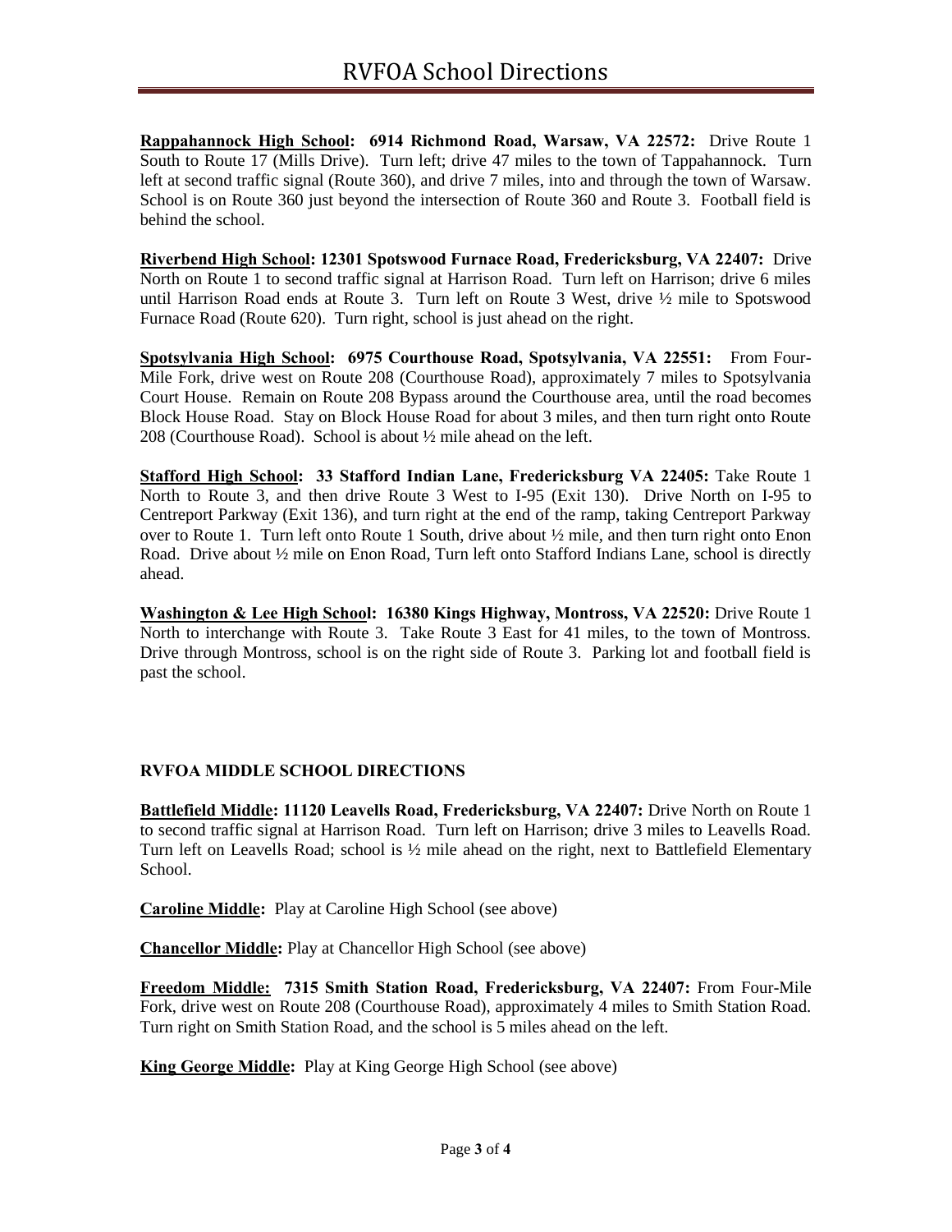**Rappahannock High School: 6914 Richmond Road, Warsaw, VA 22572:** Drive Route 1 South to Route 17 (Mills Drive). Turn left; drive 47 miles to the town of Tappahannock. Turn left at second traffic signal (Route 360), and drive 7 miles, into and through the town of Warsaw. School is on Route 360 just beyond the intersection of Route 360 and Route 3. Football field is behind the school.

**Riverbend High School: 12301 Spotswood Furnace Road, Fredericksburg, VA 22407:** Drive North on Route 1 to second traffic signal at Harrison Road. Turn left on Harrison; drive 6 miles until Harrison Road ends at Route 3. Turn left on Route 3 West, drive ½ mile to Spotswood Furnace Road (Route 620). Turn right, school is just ahead on the right.

**Spotsylvania High School: 6975 Courthouse Road, Spotsylvania, VA 22551:** From Four-Mile Fork, drive west on Route 208 (Courthouse Road), approximately 7 miles to Spotsylvania Court House. Remain on Route 208 Bypass around the Courthouse area, until the road becomes Block House Road. Stay on Block House Road for about 3 miles, and then turn right onto Route 208 (Courthouse Road). School is about ½ mile ahead on the left.

**Stafford High School: 33 Stafford Indian Lane, Fredericksburg VA 22405:** Take Route 1 North to Route 3, and then drive Route 3 West to I-95 (Exit 130). Drive North on I-95 to Centreport Parkway (Exit 136), and turn right at the end of the ramp, taking Centreport Parkway over to Route 1. Turn left onto Route 1 South, drive about ½ mile, and then turn right onto Enon Road. Drive about ½ mile on Enon Road, Turn left onto Stafford Indians Lane, school is directly ahead.

**Washington & Lee High School: 16380 Kings Highway, Montross, VA 22520:** Drive Route 1 North to interchange with Route 3. Take Route 3 East for 41 miles, to the town of Montross. Drive through Montross, school is on the right side of Route 3. Parking lot and football field is past the school.

## RVFOA MIDDLE SCHOOL DIRECTIONS

**Battlefield Middle: 11120 Leavells Road, Fredericksburg, VA 22407:** Drive North on Route 1 to second traffic signal at Harrison Road. Turn left on Harrison; drive 3 miles to Leavells Road. Turn left on Leavells Road; school is ½ mile ahead on the right, next to Battlefield Elementary School.

**Caroline Middle:** Play at Caroline High School (see above)

**Chancellor Middle:** Play at Chancellor High School (see above)

**Freedom Middle: 7315 Smith Station Road, Fredericksburg, VA 22407:** From Four-Mile Fork, drive west on Route 208 (Courthouse Road), approximately 4 miles to Smith Station Road. Turn right on Smith Station Road, and the school is 5 miles ahead on the left.

**King George Middle:** Play at King George High School (see above)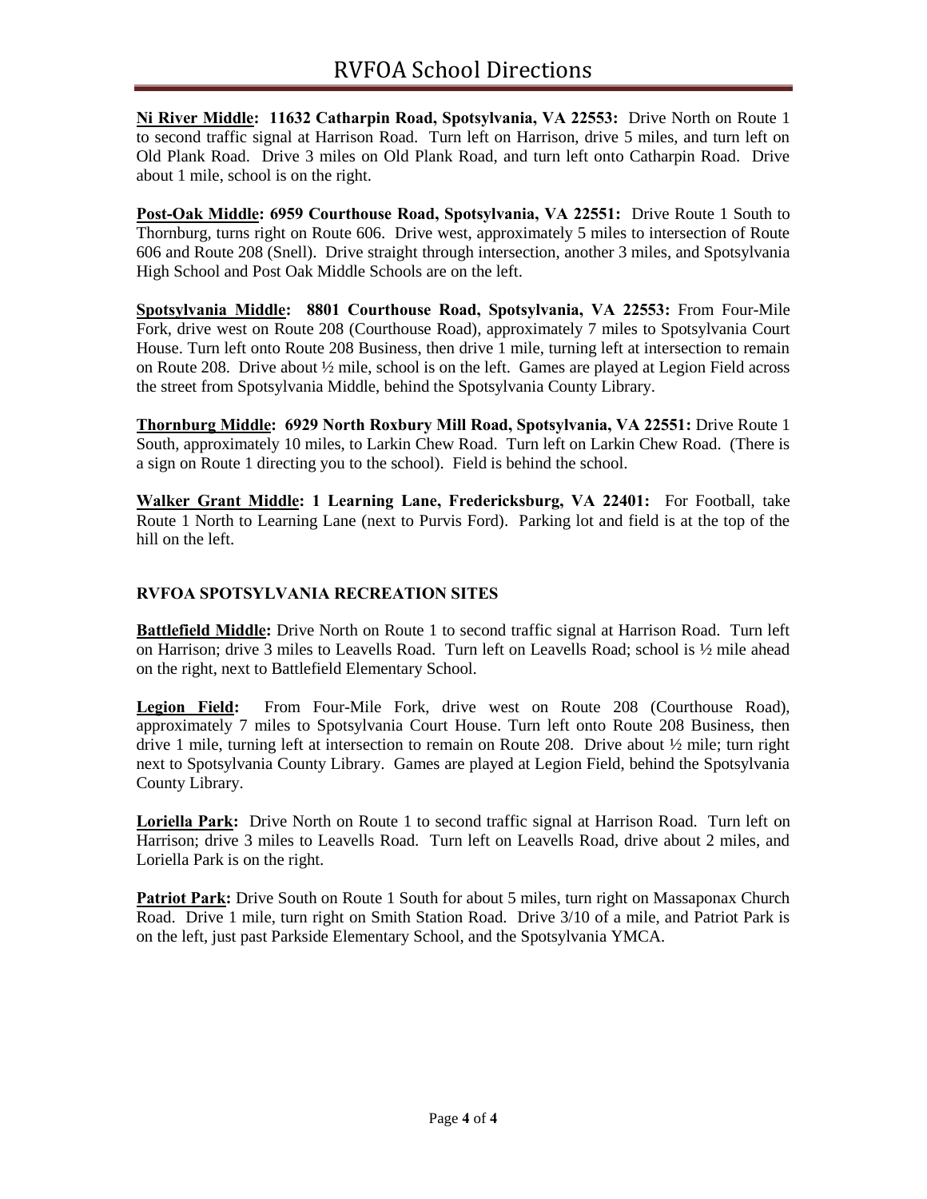# RVFOA School Directions

**Ni River Middle: 11632 Catharpin Road, Spotsylvania, VA 22553:** Drive North on Route 1 to second traffic signal at Harrison Road. Turn left on Harrison, drive 5 miles, and turn left on Old Plank Road. Drive 3 miles on Old Plank Road, and turn left onto Catharpin Road. Drive about 1 mile, school is on the right.

**Post-Oak Middle: 6959 Courthouse Road, Spotsylvania, VA 22551:** Drive Route 1 South to Thornburg, turns right on Route 606. Drive west, approximately 5 miles to intersection of Route 606 and Route 208 (Snell). Drive straight through intersection, another 3 miles, and Spotsylvania High School and Post Oak Middle Schools are on the left.

**Spotsylvania Middle: 8801 Courthouse Road, Spotsylvania, VA 22553:** From Four-Mile Fork, drive west on Route 208 (Courthouse Road), approximately 7 miles to Spotsylvania Court House. Turn left onto Route 208 Business, then drive 1 mile, turning left at intersection to remain on Route 208. Drive about ½ mile, school is on the left. Games are played at Legion Field across the street from Spotsylvania Middle, behind the Spotsylvania County Library.

**Thornburg Middle: 6929 North Roxbury Mill Road, Spotsylvania, VA 22551:** Drive Route 1 South, approximately 10 miles, to Larkin Chew Road. Turn left on Larkin Chew Road. (There is a sign on Route 1 directing you to the school). Field is behind the school.

**Walker Grant Middle: 1 Learning Lane, Fredericksburg, VA 22401:** For Football, take Route 1 North to Learning Lane (next to Purvis Ford). Parking lot and field is at the top of the hill on the left.

## RVFOA SPOTSYLVANIA RECREATION SITES

**Battlefield Middle:** Drive North on Route 1 to second traffic signal at Harrison Road. Turn left on Harrison; drive 3 miles to Leavells Road. Turn left on Leavells Road; school is ½ mile ahead on the right, next to Battlefield Elementary School.

**Legion Field:** From Four-Mile Fork, drive west on Route 208 (Courthouse Road), approximately 7 miles to Spotsylvania Court House. Turn left onto Route 208 Business, then drive 1 mile, turning left at intersection to remain on Route 208. Drive about ½ mile; turn right next to Spotsylvania County Library. Games are played at Legion Field, behind the Spotsylvania County Library.

**Loriella Park:** Drive North on Route 1 to second traffic signal at Harrison Road. Turn left on Harrison; drive 3 miles to Leavells Road. Turn left on Leavells Road, drive about 2 miles, and Loriella Park is on the right.

**Patriot Park:** Drive South on Route 1 South for about 5 miles, turn right on Massaponax Church Road. Drive 1 mile, turn right on Smith Station Road. Drive 3/10 of a mile, and Patriot Park is on the left, just past Parkside Elementary School, and the Spotsylvania YMCA.